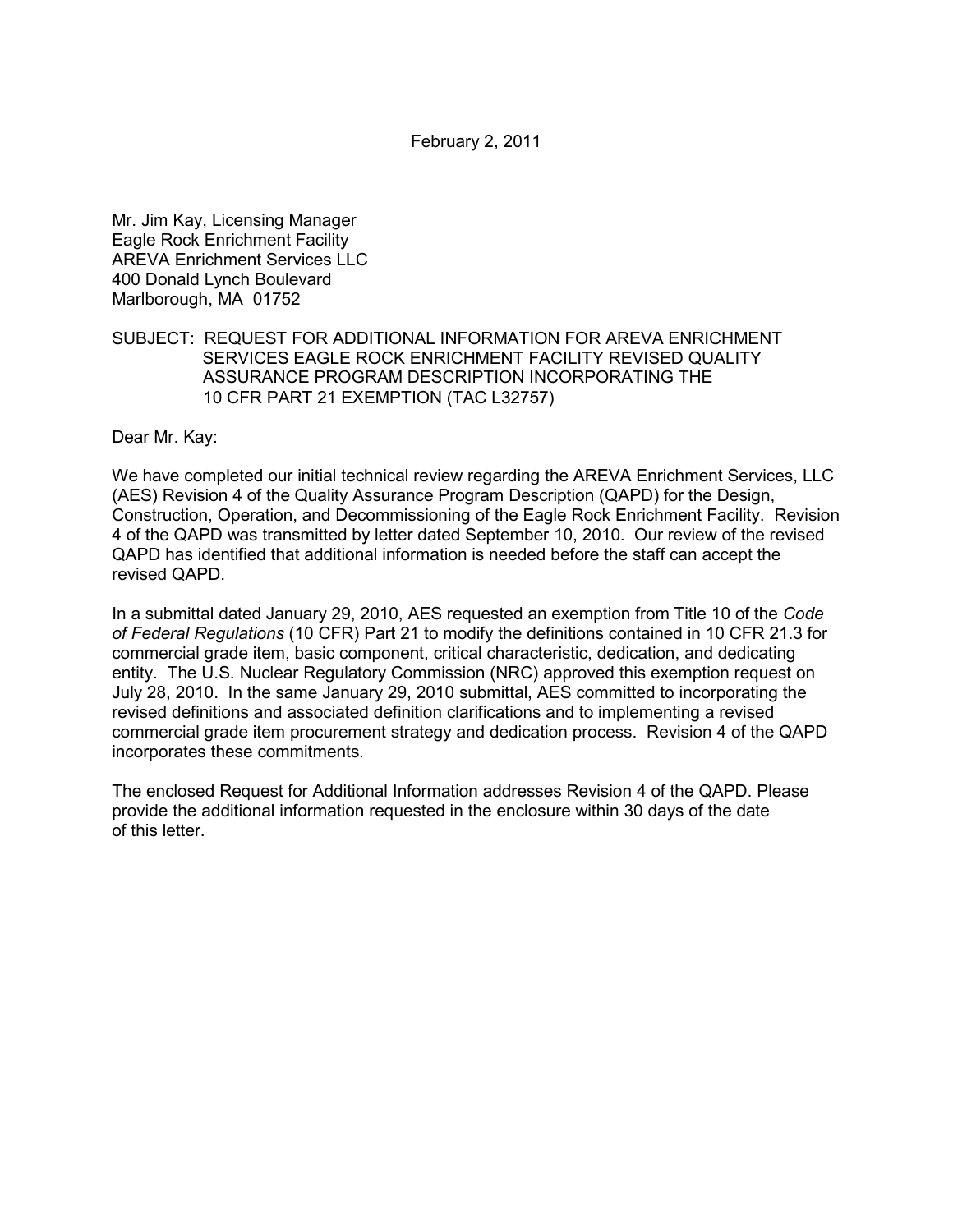February 2, 2011

Mr. Jim Kay, Licensing Manager
Eagle Rock Enrichment Facility
AREVA Enrichment Services LLC
400 Donald Lynch Boulevard
Marlborough, MA 01752

SUBJECT: REQUEST FOR ADDITIONAL INFORMATION FOR AREVA ENRICHMENT SERVICES EAGLE ROCK ENRICHMENT FACILITY REVISED QUALITY ASSURANCE PROGRAM DESCRIPTION INCORPORATING THE 10 CFR PART 21 EXEMPTION (TAC L32757)

Dear Mr. Kay:

We have completed our initial technical review regarding the AREVA Enrichment Services, LLC (AES) Revision 4 of the Quality Assurance Program Description (QAPD) for the Design, Construction, Operation, and Decommissioning of the Eagle Rock Enrichment Facility. Revision 4 of the QAPD was transmitted by letter dated September 10, 2010. Our review of the revised QAPD has identified that additional information is needed before the staff can accept the revised QAPD.

In a submittal dated January 29, 2010, AES requested an exemption from Title 10 of the *Code of Federal Regulations* (10 CFR) Part 21 to modify the definitions contained in 10 CFR 21.3 for commercial grade item, basic component, critical characteristic, dedication, and dedicating entity. The U.S. Nuclear Regulatory Commission (NRC) approved this exemption request on July 28, 2010. In the same January 29, 2010 submittal, AES committed to incorporating the revised definitions and associated definition clarifications and to implementing a revised commercial grade item procurement strategy and dedication process. Revision 4 of the QAPD incorporates these commitments.

The enclosed Request for Additional Information addresses Revision 4 of the QAPD. Please provide the additional information requested in the enclosure within 30 days of the date of this letter.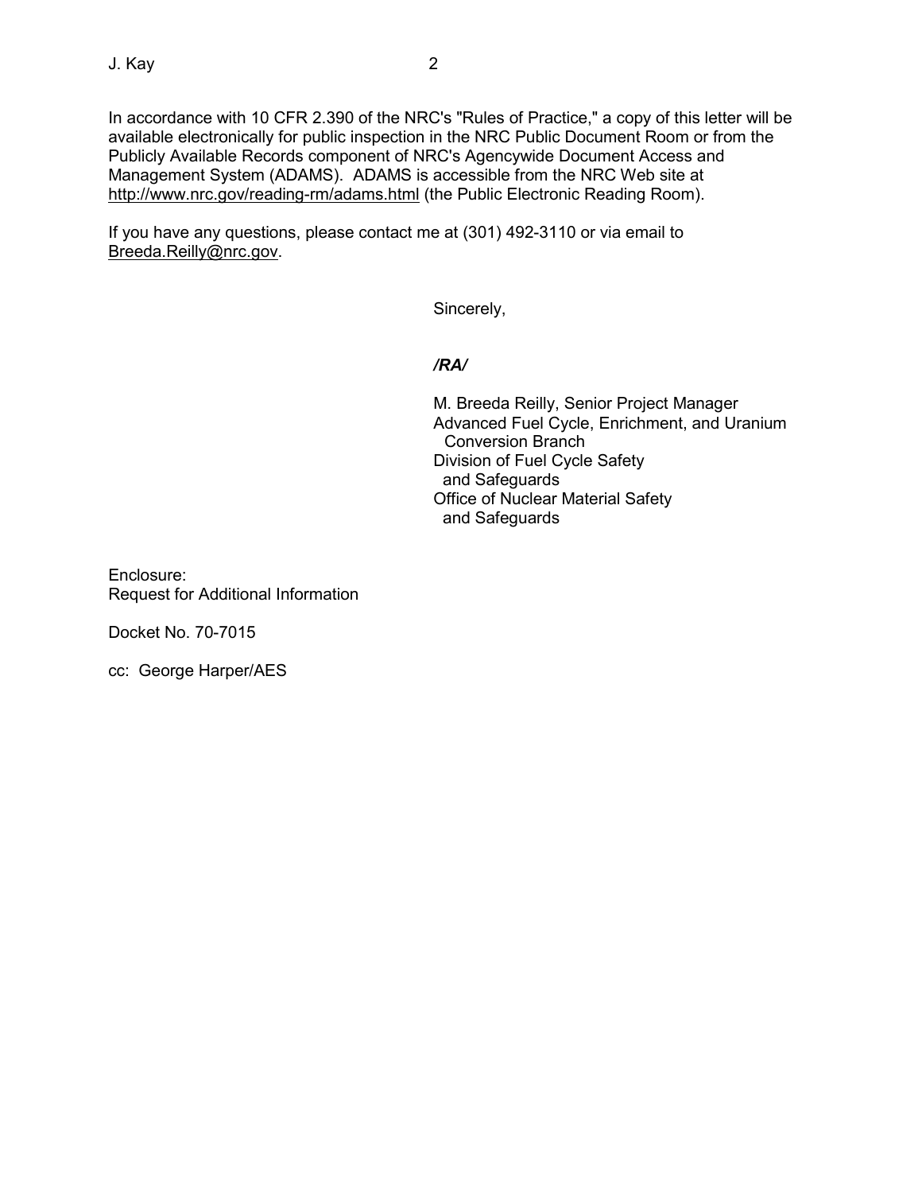In accordance with 10 CFR 2.390 of the NRC's "Rules of Practice," a copy of this letter will be available electronically for public inspection in the NRC Public Document Room or from the Publicly Available Records component of NRC's Agencywide Document Access and Management System (ADAMS). ADAMS is accessible from the NRC Web site at http://www.nrc.gov/reading-rm/adams.html (the Public Electronic Reading Room).

If you have any questions, please contact me at (301) 492-3110 or via email to Breeda.Reilly@nrc.gov.

Sincerely,

***/RA/***

M. Breeda Reilly, Senior Project Manager
Advanced Fuel Cycle, Enrichment, and Uranium Conversion Branch
Division of Fuel Cycle Safety and Safeguards
Office of Nuclear Material Safety and Safeguards

Enclosure:
Request for Additional Information

Docket No. 70-7015

cc: George Harper/AES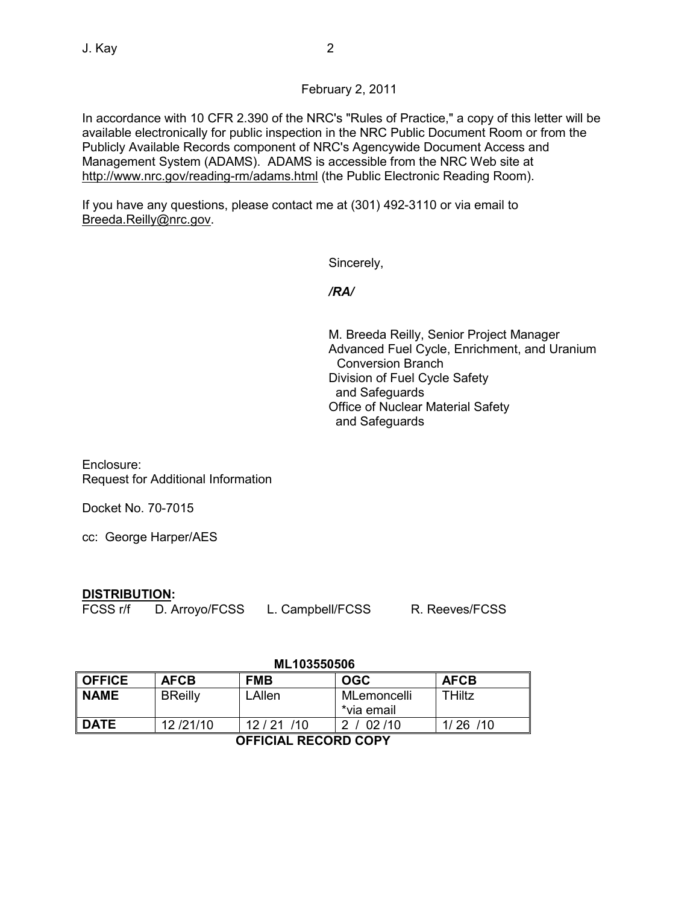February 2, 2011

In accordance with 10 CFR 2.390 of the NRC's "Rules of Practice," a copy of this letter will be available electronically for public inspection in the NRC Public Document Room or from the Publicly Available Records component of NRC's Agencywide Document Access and Management System (ADAMS). ADAMS is accessible from the NRC Web site at http://www.nrc.gov/reading-rm/adams.html (the Public Electronic Reading Room).

If you have any questions, please contact me at (301) 492-3110 or via email to Breeda.Reilly@nrc.gov.

Sincerely,

*/RA/*

M. Breeda Reilly, Senior Project Manager
Advanced Fuel Cycle, Enrichment, and Uranium Conversion Branch
Division of Fuel Cycle Safety and Safeguards
Office of Nuclear Material Safety and Safeguards

Enclosure:
Request for Additional Information

Docket No. 70-7015

cc: George Harper/AES

**DISTRIBUTION:**
FCSS r/f D. Arroyo/FCSS L. Campbell/FCSS R. Reeves/FCSS

**ML103550506**

| **OFFICE** | **AFCB** | **FMB** | **OGC** | **AFCB** |
|---|---|---|---|---|
| **NAME** | BReilly | LAllen | MLemoncelli *via email | THiltz |
| **DATE** | 12 /21/10 | 12 / 21 /10 | 2 / 02 /10 | 1/ 26 /10 |

**OFFICIAL RECORD COPY**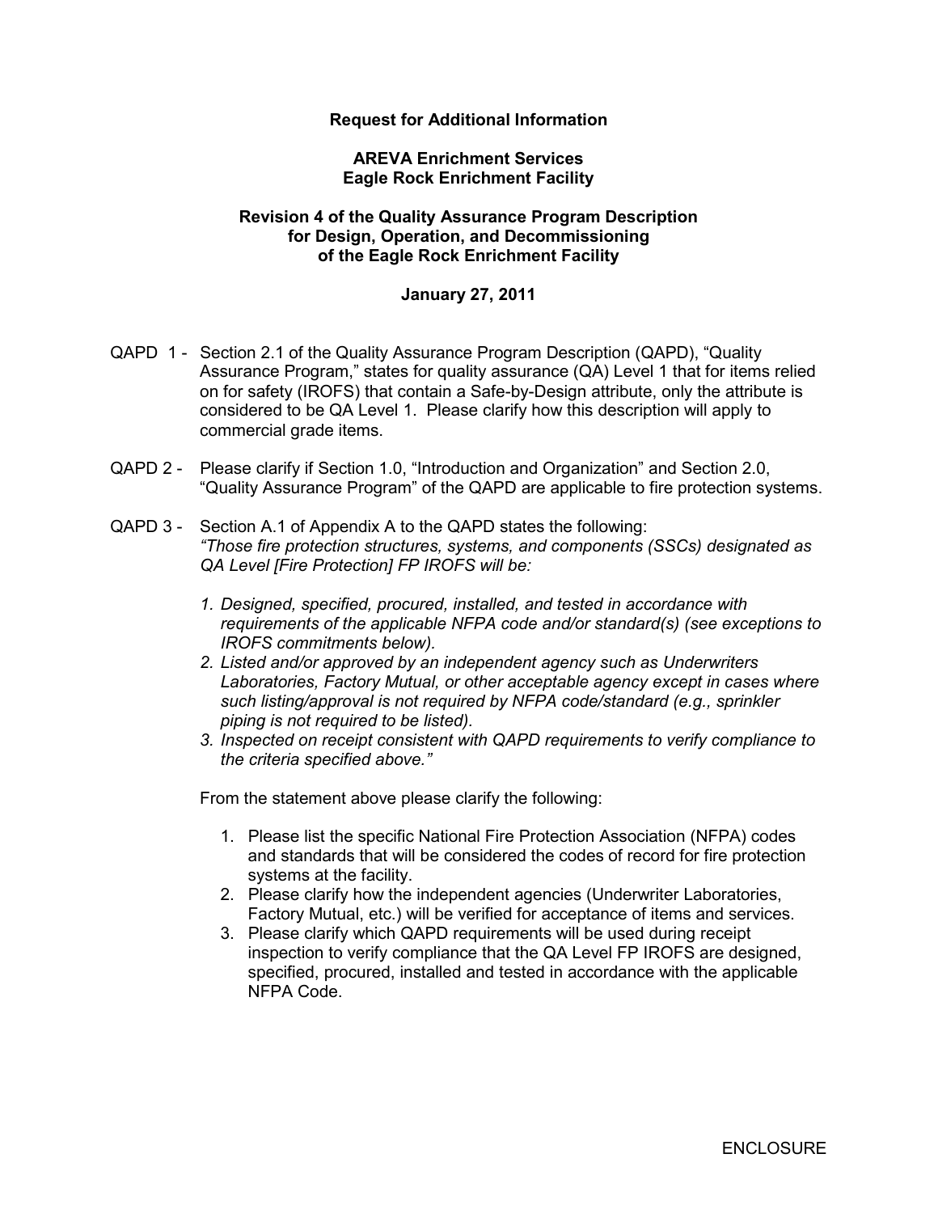**Request for Additional Information**

**AREVA Enrichment Services**
**Eagle Rock Enrichment Facility**

**Revision 4 of the Quality Assurance Program Description**
**for Design, Operation, and Decommissioning**
**of the Eagle Rock Enrichment Facility**

**January 27, 2011**

QAPD 1 - Section 2.1 of the Quality Assurance Program Description (QAPD), "Quality Assurance Program," states for quality assurance (QA) Level 1 that for items relied on for safety (IROFS) that contain a Safe-by-Design attribute, only the attribute is considered to be QA Level 1. Please clarify how this description will apply to commercial grade items.

QAPD 2 - Please clarify if Section 1.0, "Introduction and Organization" and Section 2.0, "Quality Assurance Program" of the QAPD are applicable to fire protection systems.

QAPD 3 - Section A.1 of Appendix A to the QAPD states the following:
*"Those fire protection structures, systems, and components (SSCs) designated as QA Level [Fire Protection] FP IROFS will be:*

1. *Designed, specified, procured, installed, and tested in accordance with requirements of the applicable NFPA code and/or standard(s) (see exceptions to IROFS commitments below).*
2. *Listed and/or approved by an independent agency such as Underwriters Laboratories, Factory Mutual, or other acceptable agency except in cases where such listing/approval is not required by NFPA code/standard (e.g., sprinkler piping is not required to be listed).*
3. *Inspected on receipt consistent with QAPD requirements to verify compliance to the criteria specified above."*

From the statement above please clarify the following:

1. Please list the specific National Fire Protection Association (NFPA) codes and standards that will be considered the codes of record for fire protection systems at the facility.
2. Please clarify how the independent agencies (Underwriter Laboratories, Factory Mutual, etc.) will be verified for acceptance of items and services.
3. Please clarify which QAPD requirements will be used during receipt inspection to verify compliance that the QA Level FP IROFS are designed, specified, procured, installed and tested in accordance with the applicable NFPA Code.

ENCLOSURE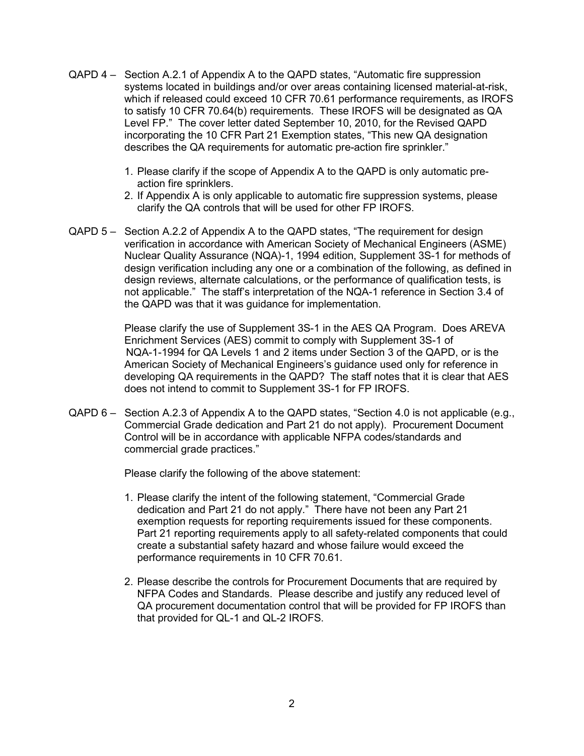QAPD 4 – Section A.2.1 of Appendix A to the QAPD states, "Automatic fire suppression systems located in buildings and/or over areas containing licensed material-at-risk, which if released could exceed 10 CFR 70.61 performance requirements, as IROFS to satisfy 10 CFR 70.64(b) requirements. These IROFS will be designated as QA Level FP." The cover letter dated September 10, 2010, for the Revised QAPD incorporating the 10 CFR Part 21 Exemption states, "This new QA designation describes the QA requirements for automatic pre-action fire sprinkler."

1. Please clarify if the scope of Appendix A to the QAPD is only automatic pre-action fire sprinklers.
2. If Appendix A is only applicable to automatic fire suppression systems, please clarify the QA controls that will be used for other FP IROFS.

QAPD 5 – Section A.2.2 of Appendix A to the QAPD states, "The requirement for design verification in accordance with American Society of Mechanical Engineers (ASME) Nuclear Quality Assurance (NQA)-1, 1994 edition, Supplement 3S-1 for methods of design verification including any one or a combination of the following, as defined in design reviews, alternate calculations, or the performance of qualification tests, is not applicable." The staff's interpretation of the NQA-1 reference in Section 3.4 of the QAPD was that it was guidance for implementation.

Please clarify the use of Supplement 3S-1 in the AES QA Program. Does AREVA Enrichment Services (AES) commit to comply with Supplement 3S-1 of NQA-1-1994 for QA Levels 1 and 2 items under Section 3 of the QAPD, or is the American Society of Mechanical Engineers's guidance used only for reference in developing QA requirements in the QAPD? The staff notes that it is clear that AES does not intend to commit to Supplement 3S-1 for FP IROFS.

QAPD 6 – Section A.2.3 of Appendix A to the QAPD states, "Section 4.0 is not applicable (e.g., Commercial Grade dedication and Part 21 do not apply). Procurement Document Control will be in accordance with applicable NFPA codes/standards and commercial grade practices."

Please clarify the following of the above statement:

1. Please clarify the intent of the following statement, "Commercial Grade dedication and Part 21 do not apply." There have not been any Part 21 exemption requests for reporting requirements issued for these components. Part 21 reporting requirements apply to all safety-related components that could create a substantial safety hazard and whose failure would exceed the performance requirements in 10 CFR 70.61.

2. Please describe the controls for Procurement Documents that are required by NFPA Codes and Standards. Please describe and justify any reduced level of QA procurement documentation control that will be provided for FP IROFS than that provided for QL-1 and QL-2 IROFS.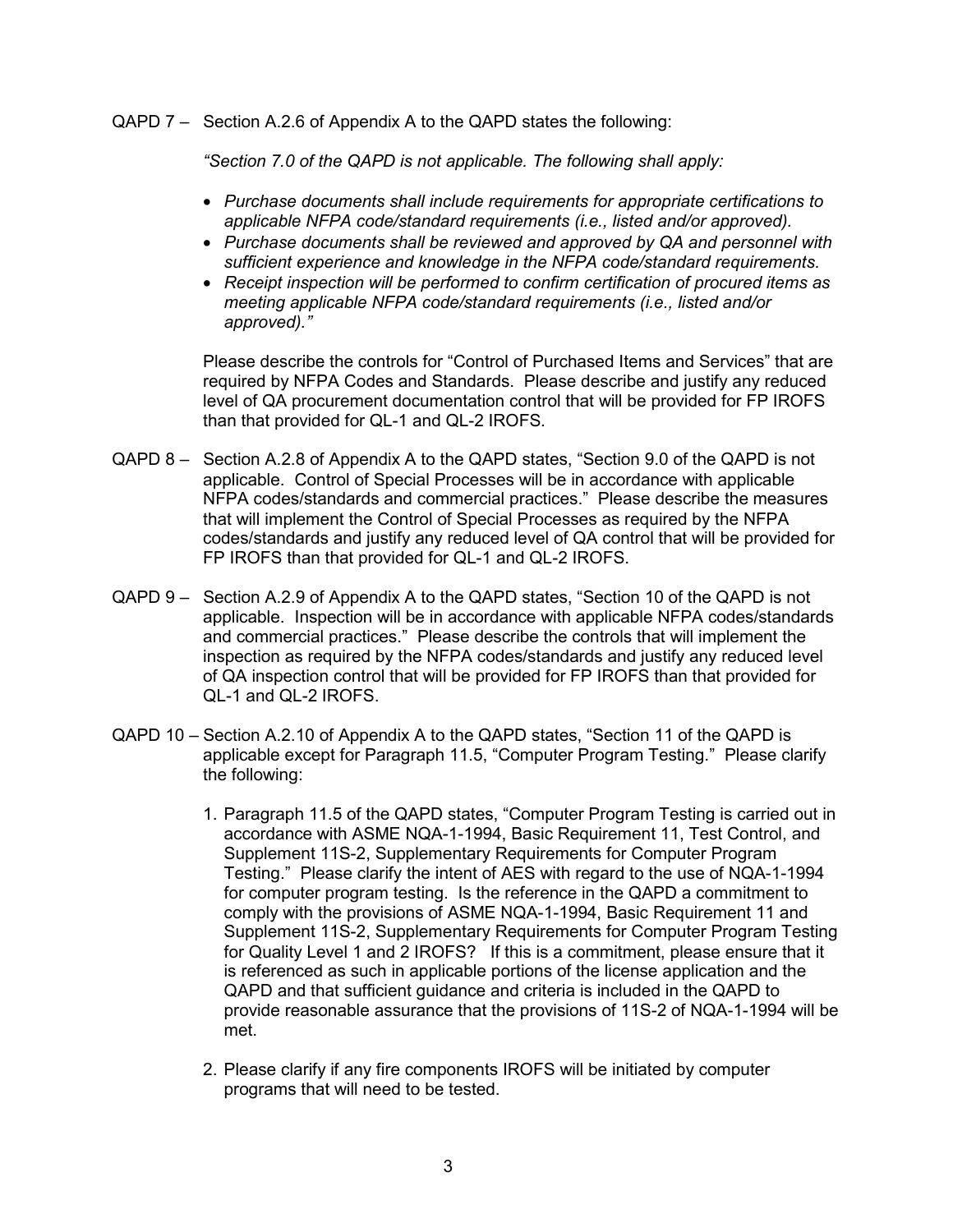QAPD 7 – Section A.2.6 of Appendix A to the QAPD states the following:

*"Section 7.0 of the QAPD is not applicable. The following shall apply:*

- *Purchase documents shall include requirements for appropriate certifications to applicable NFPA code/standard requirements (i.e., listed and/or approved).*
- *Purchase documents shall be reviewed and approved by QA and personnel with sufficient experience and knowledge in the NFPA code/standard requirements.*
- *Receipt inspection will be performed to confirm certification of procured items as meeting applicable NFPA code/standard requirements (i.e., listed and/or approved)."*

Please describe the controls for "Control of Purchased Items and Services" that are required by NFPA Codes and Standards. Please describe and justify any reduced level of QA procurement documentation control that will be provided for FP IROFS than that provided for QL-1 and QL-2 IROFS.

QAPD 8 – Section A.2.8 of Appendix A to the QAPD states, "Section 9.0 of the QAPD is not applicable. Control of Special Processes will be in accordance with applicable NFPA codes/standards and commercial practices." Please describe the measures that will implement the Control of Special Processes as required by the NFPA codes/standards and justify any reduced level of QA control that will be provided for FP IROFS than that provided for QL-1 and QL-2 IROFS.

QAPD 9 – Section A.2.9 of Appendix A to the QAPD states, "Section 10 of the QAPD is not applicable. Inspection will be in accordance with applicable NFPA codes/standards and commercial practices." Please describe the controls that will implement the inspection as required by the NFPA codes/standards and justify any reduced level of QA inspection control that will be provided for FP IROFS than that provided for QL-1 and QL-2 IROFS.

QAPD 10 – Section A.2.10 of Appendix A to the QAPD states, "Section 11 of the QAPD is applicable except for Paragraph 11.5, "Computer Program Testing." Please clarify the following:

1. Paragraph 11.5 of the QAPD states, "Computer Program Testing is carried out in accordance with ASME NQA-1-1994, Basic Requirement 11, Test Control, and Supplement 11S-2, Supplementary Requirements for Computer Program Testing." Please clarify the intent of AES with regard to the use of NQA-1-1994 for computer program testing. Is the reference in the QAPD a commitment to comply with the provisions of ASME NQA-1-1994, Basic Requirement 11 and Supplement 11S-2, Supplementary Requirements for Computer Program Testing for Quality Level 1 and 2 IROFS? If this is a commitment, please ensure that it is referenced as such in applicable portions of the license application and the QAPD and that sufficient guidance and criteria is included in the QAPD to provide reasonable assurance that the provisions of 11S-2 of NQA-1-1994 will be met.

2. Please clarify if any fire components IROFS will be initiated by computer programs that will need to be tested.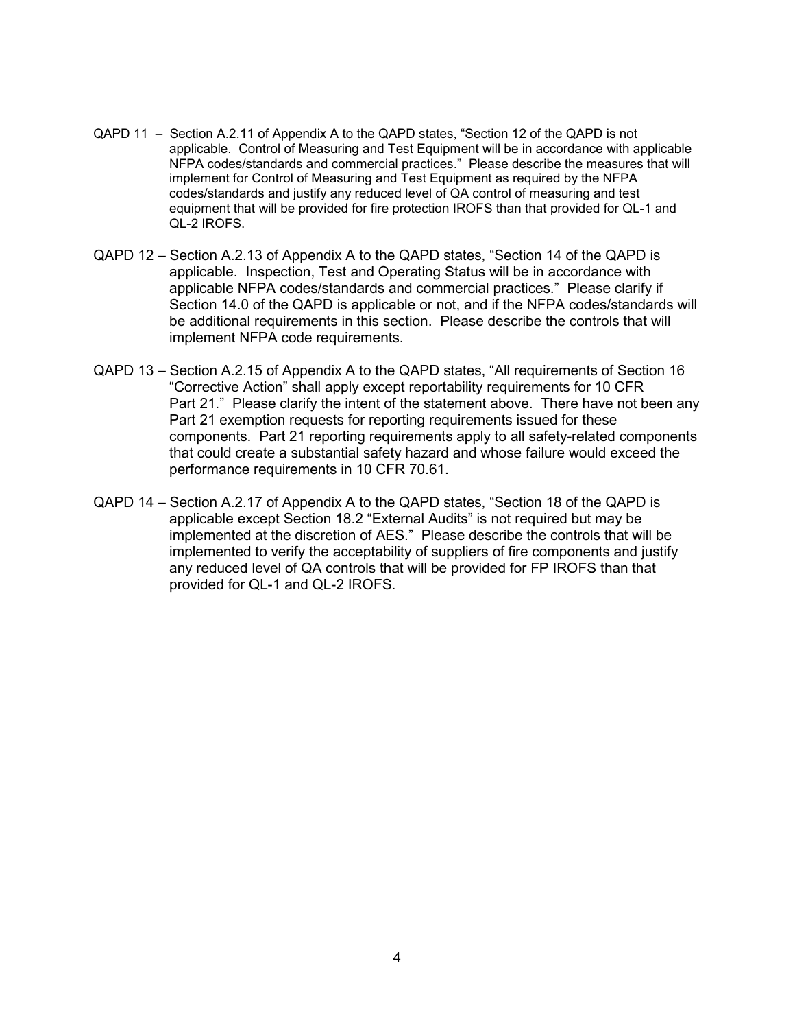QAPD 11 – Section A.2.11 of Appendix A to the QAPD states, "Section 12 of the QAPD is not applicable. Control of Measuring and Test Equipment will be in accordance with applicable NFPA codes/standards and commercial practices." Please describe the measures that will implement for Control of Measuring and Test Equipment as required by the NFPA codes/standards and justify any reduced level of QA control of measuring and test equipment that will be provided for fire protection IROFS than that provided for QL-1 and QL-2 IROFS.

QAPD 12 – Section A.2.13 of Appendix A to the QAPD states, "Section 14 of the QAPD is applicable. Inspection, Test and Operating Status will be in accordance with applicable NFPA codes/standards and commercial practices." Please clarify if Section 14.0 of the QAPD is applicable or not, and if the NFPA codes/standards will be additional requirements in this section. Please describe the controls that will implement NFPA code requirements.

QAPD 13 – Section A.2.15 of Appendix A to the QAPD states, "All requirements of Section 16 "Corrective Action" shall apply except reportability requirements for 10 CFR Part 21." Please clarify the intent of the statement above. There have not been any Part 21 exemption requests for reporting requirements issued for these components. Part 21 reporting requirements apply to all safety-related components that could create a substantial safety hazard and whose failure would exceed the performance requirements in 10 CFR 70.61.

QAPD 14 – Section A.2.17 of Appendix A to the QAPD states, "Section 18 of the QAPD is applicable except Section 18.2 "External Audits" is not required but may be implemented at the discretion of AES." Please describe the controls that will be implemented to verify the acceptability of suppliers of fire components and justify any reduced level of QA controls that will be provided for FP IROFS than that provided for QL-1 and QL-2 IROFS.